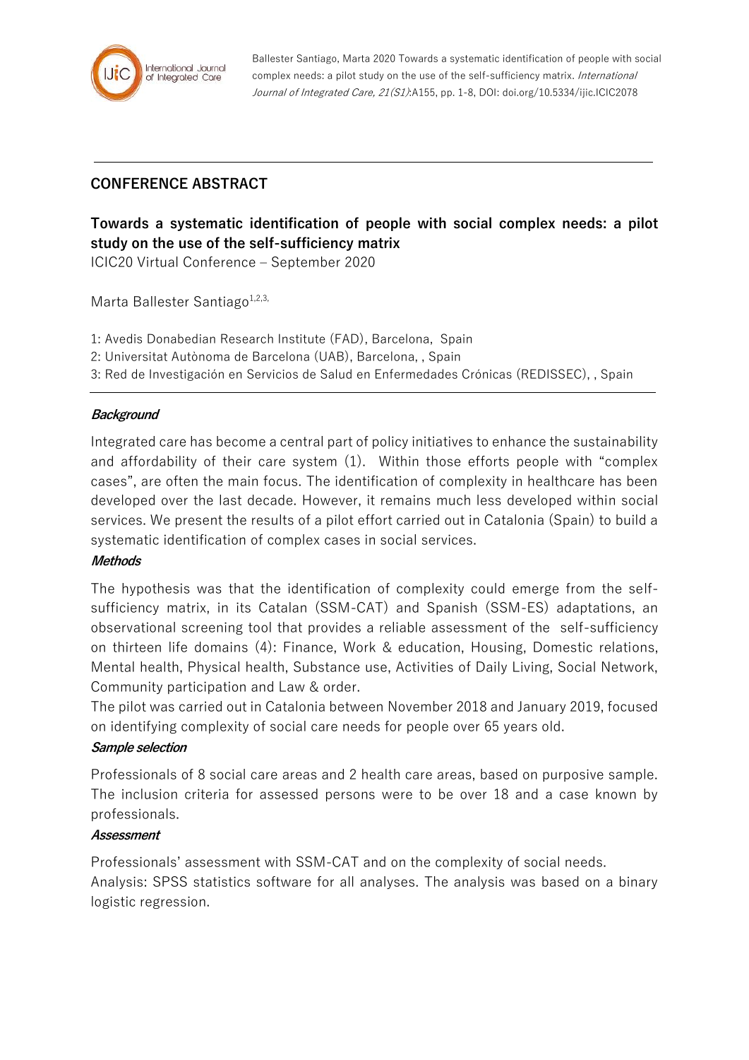## CONFERENCE ABSTRACT

# Towards a systematic identification of people with social complex needs: a pilot study on the use of the self-sufficiency matrix

ICIC20 Virtual Conference – September 2020

Marta Ballester Santiago[1,2,3,]

1: Avedis Donabedian Research Institute (FAD), Barcelona, Spain
2: Universitat Autònoma de Barcelona (UAB), Barcelona, , Spain
3: Red de Investigación en Servicios de Salud en Enfermedades Crónicas (REDISSEC), , Spain

### *Background*

Integrated care has become a central part of policy initiatives to enhance the sustainability and affordability of their care system (1). Within those efforts people with "complex cases", are often the main focus. The identification of complexity in healthcare has been developed over the last decade. However, it remains much less developed within social services. We present the results of a pilot effort carried out in Catalonia (Spain) to build a systematic identification of complex cases in social services.

### *Methods*

The hypothesis was that the identification of complexity could emerge from the self-sufficiency matrix, in its Catalan (SSM-CAT) and Spanish (SSM-ES) adaptations, an observational screening tool that provides a reliable assessment of the self-sufficiency on thirteen life domains (4): Finance, Work & education, Housing, Domestic relations, Mental health, Physical health, Substance use, Activities of Daily Living, Social Network, Community participation and Law & order.

The pilot was carried out in Catalonia between November 2018 and January 2019, focused on identifying complexity of social care needs for people over 65 years old.

### *Sample selection*

Professionals of 8 social care areas and 2 health care areas, based on purposive sample. The inclusion criteria for assessed persons were to be over 18 and a case known by professionals.

### *Assessment*

Professionals' assessment with SSM-CAT and on the complexity of social needs.

Analysis: SPSS statistics software for all analyses. The analysis was based on a binary logistic regression.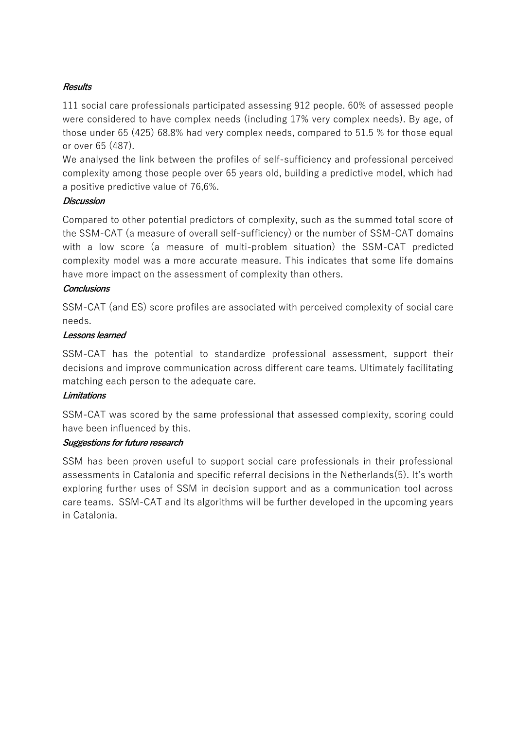***Results***

111 social care professionals participated assessing 912 people. 60% of assessed people were considered to have complex needs (including 17% very complex needs). By age, of those under 65 (425) 68.8% had very complex needs, compared to 51.5 % for those equal or over 65 (487).

We analysed the link between the profiles of self-sufficiency and professional perceived complexity among those people over 65 years old, building a predictive model, which had a positive predictive value of 76,6%.

***Discussion***

Compared to other potential predictors of complexity, such as the summed total score of the SSM-CAT (a measure of overall self-sufficiency) or the number of SSM-CAT domains with a low score (a measure of multi-problem situation) the SSM-CAT predicted complexity model was a more accurate measure. This indicates that some life domains have more impact on the assessment of complexity than others.

***Conclusions***

SSM-CAT (and ES) score profiles are associated with perceived complexity of social care needs.

***Lessons learned***

SSM-CAT has the potential to standardize professional assessment, support their decisions and improve communication across different care teams. Ultimately facilitating matching each person to the adequate care.

***Limitations***

SSM-CAT was scored by the same professional that assessed complexity, scoring could have been influenced by this.

***Suggestions for future research***

SSM has been proven useful to support social care professionals in their professional assessments in Catalonia and specific referral decisions in the Netherlands(5). It's worth exploring further uses of SSM in decision support and as a communication tool across care teams. SSM-CAT and its algorithms will be further developed in the upcoming years in Catalonia.